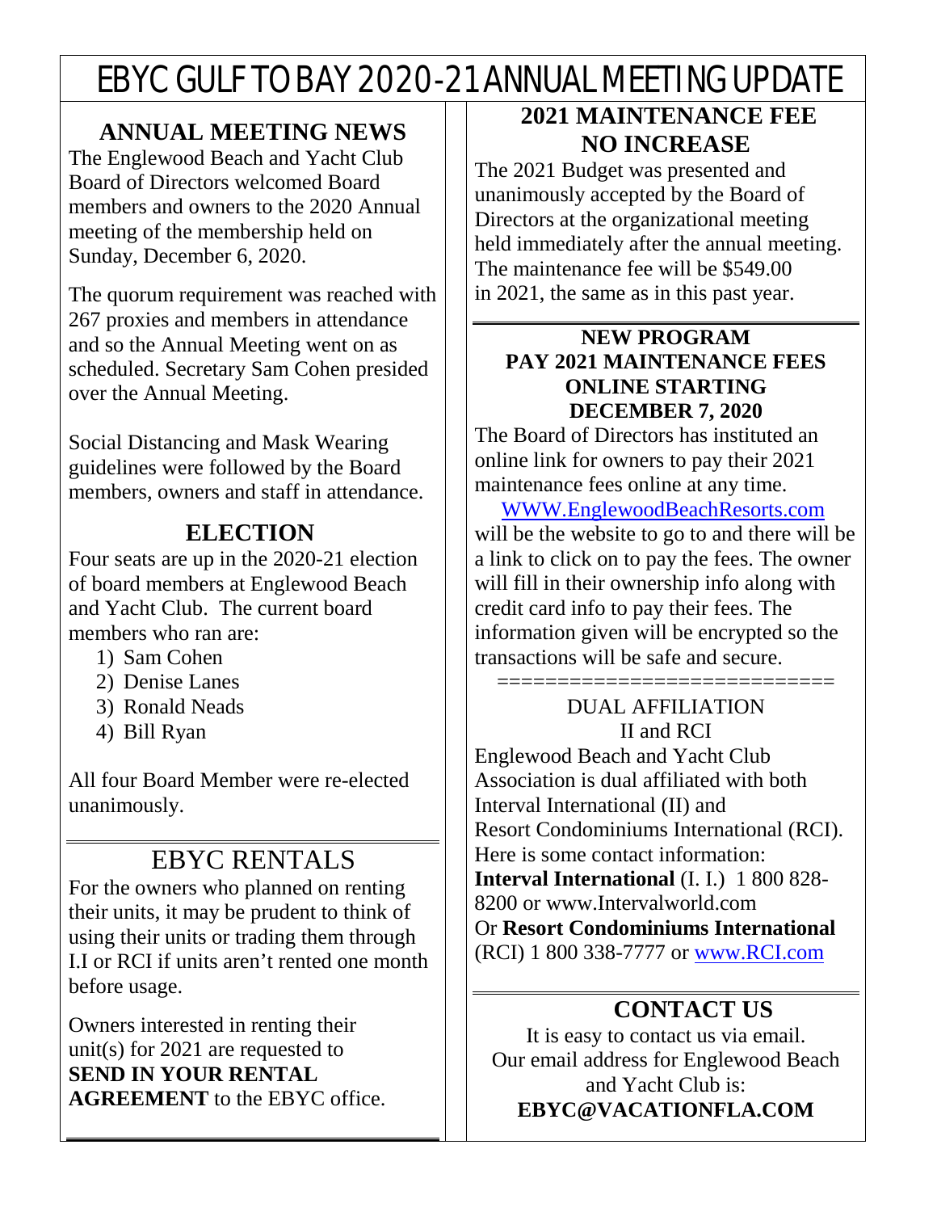# EBYC GULF TO BAY 2020-21 ANNUAL MEETING UPDATE

## ANNUAL MEETING NEWS

The Englewood Beach and Yacht Club Board of Directors welcomed Board members and owners to the 2020 Annual meeting of the membership held on Sunday, December 6, 2020.

The quorum requirement was reached with 267 proxies and members in attendance and so the Annual Meeting went on as scheduled. Secretary Sam Cohen presided over the Annual Meeting.

Social Distancing and Mask Wearing guidelines were followed by the Board members, owners and staff in attendance.

## ELECTION

Four seats are up in the 2020-21 election of board members at Englewood Beach and Yacht Club. The current board members who ran are:

1) Sam Cohen
2) Denise Lanes
3) Ronald Neads
4) Bill Ryan

All four Board Member were re-elected unanimously.

## EBYC RENTALS

For the owners who planned on renting their units, it may be prudent to think of using their units or trading them through I.I or RCI if units aren't rented one month before usage.

Owners interested in renting their unit(s) for 2021 are requested to **SEND IN YOUR RENTAL AGREEMENT** to the EBYC office.

## 2021 MAINTENANCE FEE NO INCREASE

The 2021 Budget was presented and unanimously accepted by the Board of Directors at the organizational meeting held immediately after the annual meeting. The maintenance fee will be $549.00 in 2021, the same as in this past year.

## NEW PROGRAM PAY 2021 MAINTENANCE FEES ONLINE STARTING DECEMBER 7, 2020

The Board of Directors has instituted an online link for owners to pay their 2021 maintenance fees online at any time. WWW.EnglewoodBeachResorts.com will be the website to go to and there will be a link to click on to pay the fees. The owner will fill in their ownership info along with credit card info to pay their fees. The information given will be encrypted so the transactions will be safe and secure.

===========================

DUAL AFFILIATION
II and RCI

Englewood Beach and Yacht Club Association is dual affiliated with both Interval International (II) and Resort Condominiums International (RCI). Here is some contact information:
**Interval International** (I. I.) 1 800 828-8200 or www.Intervalworld.com
Or **Resort Condominiums International** (RCI) 1 800 338-7777 or www.RCI.com

## CONTACT US

It is easy to contact us via email. Our email address for Englewood Beach and Yacht Club is:
**EBYC@VACATIONFLA.COM**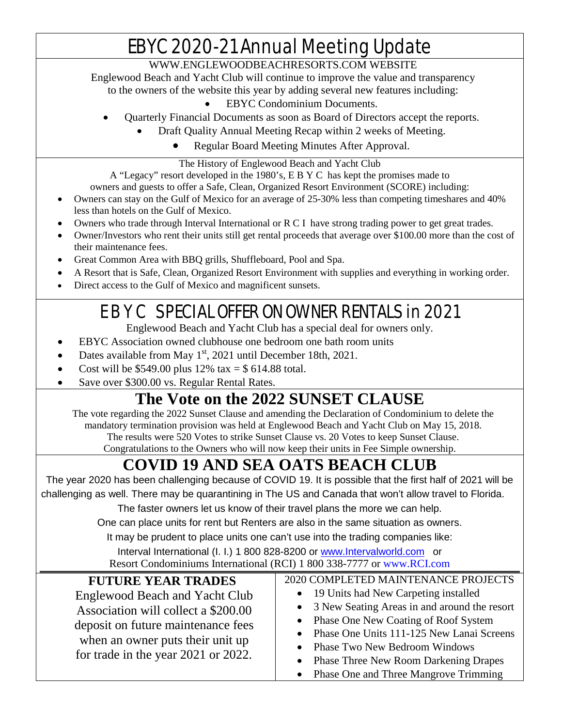# EBYC 2020-21 Annual Meeting Update

WWW.ENGLEWOODBEACHRESORTS.COM WEBSITE

Englewood Beach and Yacht Club will continue to improve the value and transparency to the owners of the website this year by adding several new features including:

- EBYC Condominium Documents.
- Quarterly Financial Documents as soon as Board of Directors accept the reports.
- Draft Quality Annual Meeting Recap within 2 weeks of Meeting.
- Regular Board Meeting Minutes After Approval.

The History of Englewood Beach and Yacht Club

A "Legacy" resort developed in the 1980's, E B Y C has kept the promises made to owners and guests to offer a Safe, Clean, Organized Resort Environment (SCORE) including:

- Owners can stay on the Gulf of Mexico for an average of 25-30% less than competing timeshares and 40% less than hotels on the Gulf of Mexico.
- Owners who trade through Interval International or R C I have strong trading power to get great trades.
- Owner/Investors who rent their units still get rental proceeds that average over $100.00 more than the cost of their maintenance fees.
- Great Common Area with BBQ grills, Shuffleboard, Pool and Spa.
- A Resort that is Safe, Clean, Organized Resort Environment with supplies and everything in working order.
- Direct access to the Gulf of Mexico and magnificent sunsets.

# E B Y C SPECIAL OFFER ON OWNER RENTALS in 2021

Englewood Beach and Yacht Club has a special deal for owners only.

- EBYC Association owned clubhouse one bedroom one bath room units
- Dates available from May 1st, 2021 until December 18th, 2021.
- Cost will be $549.00 plus 12% tax = $ 614.88 total.
- Save over $300.00 vs. Regular Rental Rates.

# The Vote on the 2022 SUNSET CLAUSE

The vote regarding the 2022 Sunset Clause and amending the Declaration of Condominium to delete the mandatory termination provision was held at Englewood Beach and Yacht Club on May 15, 2018. The results were 520 Votes to strike Sunset Clause vs. 20 Votes to keep Sunset Clause. Congratulations to the Owners who will now keep their units in Fee Simple ownership.

# COVID 19 AND SEA OATS BEACH CLUB

The year 2020 has been challenging because of COVID 19. It is possible that the first half of 2021 will be challenging as well. There may be quarantining in The US and Canada that won't allow travel to Florida.

The faster owners let us know of their travel plans the more we can help.

One can place units for rent but Renters are also in the same situation as owners.

It may be prudent to place units one can't use into the trading companies like:

Interval International (I. I.) 1 800 828-8200 or www.Intervalworld.com or
Resort Condominiums International (RCI) 1 800 338-7777 or www.RCI.com

## FUTURE YEAR TRADES

Englewood Beach and Yacht Club Association will collect a $200.00 deposit on future maintenance fees when an owner puts their unit up for trade in the year 2021 or 2022.

## 2020 COMPLETED MAINTENANCE PROJECTS

- 19 Units had New Carpeting installed
- 3 New Seating Areas in and around the resort
- Phase One New Coating of Roof System
- Phase One Units 111-125 New Lanai Screens
- Phase Two New Bedroom Windows
- Phase Three New Room Darkening Drapes
- Phase One and Three Mangrove Trimming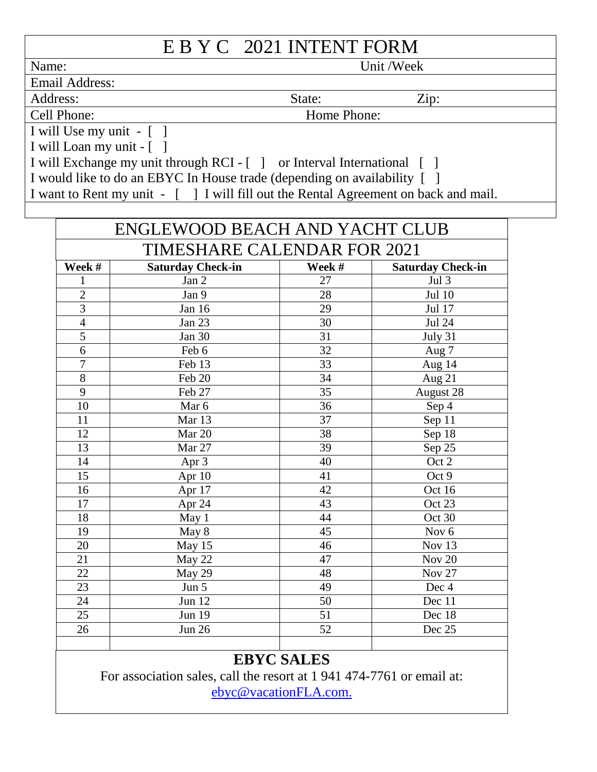# E B Y C 2021 INTENT FORM

Name: Unit /Week

Email Address:

Address: State: Zip:

Cell Phone: Home Phone:

I will Use my unit - [ ]

I will Loan my unit - [ ]

I will Exchange my unit through RCI - [ ] or Interval International [ ]

I would like to do an EBYC In House trade (depending on availability [ ]

I want to Rent my unit - [ ] I will fill out the Rental Agreement on back and mail.

## ENGLEWOOD BEACH AND YACHT CLUB TIMESHARE CALENDAR FOR 2021

| Week # | Saturday Check-in | Week # | Saturday Check-in |
|---|---|---|---|
| 1 | Jan 2 | 27 | Jul 3 |
| 2 | Jan 9 | 28 | Jul 10 |
| 3 | Jan 16 | 29 | Jul 17 |
| 4 | Jan 23 | 30 | Jul 24 |
| 5 | Jan 30 | 31 | July 31 |
| 6 | Feb 6 | 32 | Aug 7 |
| 7 | Feb 13 | 33 | Aug 14 |
| 8 | Feb 20 | 34 | Aug 21 |
| 9 | Feb 27 | 35 | August 28 |
| 10 | Mar 6 | 36 | Sep 4 |
| 11 | Mar 13 | 37 | Sep 11 |
| 12 | Mar 20 | 38 | Sep 18 |
| 13 | Mar 27 | 39 | Sep 25 |
| 14 | Apr 3 | 40 | Oct 2 |
| 15 | Apr 10 | 41 | Oct 9 |
| 16 | Apr 17 | 42 | Oct 16 |
| 17 | Apr 24 | 43 | Oct 23 |
| 18 | May 1 | 44 | Oct 30 |
| 19 | May 8 | 45 | Nov 6 |
| 20 | May 15 | 46 | Nov 13 |
| 21 | May 22 | 47 | Nov 20 |
| 22 | May 29 | 48 | Nov 27 |
| 23 | Jun 5 | 49 | Dec 4 |
| 24 | Jun 12 | 50 | Dec 11 |
| 25 | Jun 19 | 51 | Dec 18 |
| 26 | Jun 26 | 52 | Dec 25 |

**EBYC SALES**

For association sales, call the resort at 1 941 474-7761 or email at: ebyc@vacationFLA.com.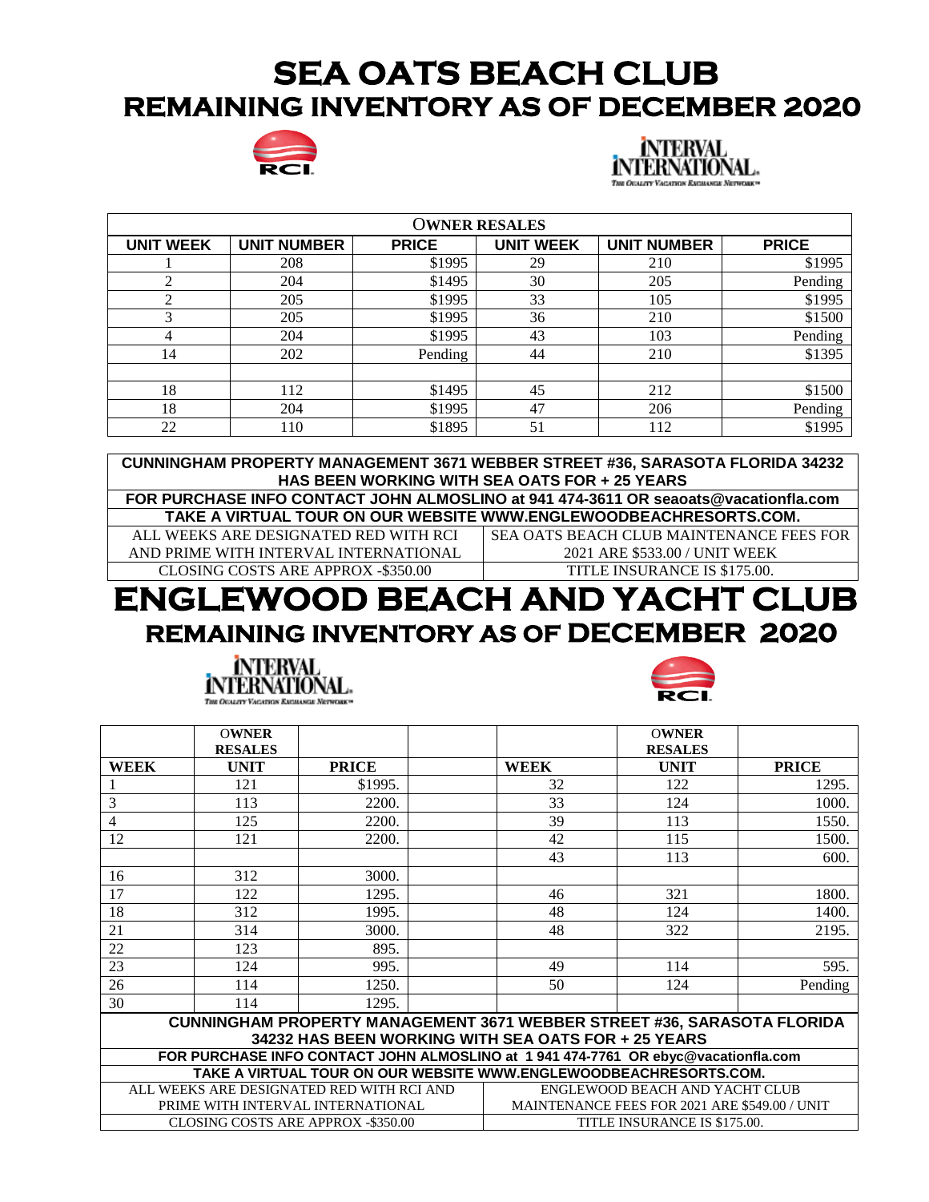# SEA OATS BEACH CLUB
## REMAINING INVENTORY AS OF DECEMBER 2020

| OWNER RESALES | | | | | |
|---|---|---|---|---|---|
| UNIT WEEK | UNIT NUMBER | PRICE | UNIT WEEK | UNIT NUMBER | PRICE |
| 1 | 208 | $1995 | 29 | 210 | $1995 |
| 2 | 204 | $1495 | 30 | 205 | Pending |
| 2 | 205 | $1995 | 33 | 105 | $1995 |
| 3 | 205 | $1995 | 36 | 210 | $1500 |
| 4 | 204 | $1995 | 43 | 103 | Pending |
| 14 | 202 | Pending | 44 | 210 | $1395 |
| | | | | | |
| 18 | 112 | $1495 | 45 | 212 | $1500 |
| 18 | 204 | $1995 | 47 | 206 | Pending |
| 22 | 110 | $1895 | 51 | 112 | $1995 |

**CUNNINGHAM PROPERTY MANAGEMENT 3671 WEBBER STREET #36, SARASOTA FLORIDA 34232 HAS BEEN WORKING WITH SEA OATS FOR + 25 YEARS**

**FOR PURCHASE INFO CONTACT JOHN ALMOSLINO at 941 474-3611 OR seaoats@vacationfla.com**

**TAKE A VIRTUAL TOUR ON OUR WEBSITE WWW.ENGLEWOODBEACHRESORTS.COM.**

| | |
|---|---|
| ALL WEEKS ARE DESIGNATED RED WITH RCI AND PRIME WITH INTERVAL INTERNATIONAL | SEA OATS BEACH CLUB MAINTENANCE FEES FOR 2021 ARE $533.00 / UNIT WEEK |
| CLOSING COSTS ARE APPROX -$350.00 | TITLE INSURANCE IS $175.00. |

# ENGLEWOOD BEACH AND YACHT CLUB
## REMAINING INVENTORY AS OF DECEMBER 2020

| | OWNER RESALES | | | | OWNER RESALES | |
|---|---|---|---|---|---|---|
| WEEK | UNIT | PRICE | | WEEK | UNIT | PRICE |
| 1 | 121 | $1995. | | 32 | 122 | 1295. |
| 3 | 113 | 2200. | | 33 | 124 | 1000. |
| 4 | 125 | 2200. | | 39 | 113 | 1550. |
| 12 | 121 | 2200. | | 42 | 115 | 1500. |
| | | | | 43 | 113 | 600. |
| 16 | 312 | 3000. | | | | |
| 17 | 122 | 1295. | | 46 | 321 | 1800. |
| 18 | 312 | 1995. | | 48 | 124 | 1400. |
| 21 | 314 | 3000. | | 48 | 322 | 2195. |
| 22 | 123 | 895. | | | | |
| 23 | 124 | 995. | | 49 | 114 | 595. |
| 26 | 114 | 1250. | | 50 | 124 | Pending |
| 30 | 114 | 1295. | | | | |

**CUNNINGHAM PROPERTY MANAGEMENT 3671 WEBBER STREET #36, SARASOTA FLORIDA 34232 HAS BEEN WORKING WITH SEA OATS FOR + 25 YEARS**

**FOR PURCHASE INFO CONTACT JOHN ALMOSLINO at 1 941 474-7761 OR ebyc@vacationfla.com**

**TAKE A VIRTUAL TOUR ON OUR WEBSITE WWW.ENGLEWOODBEACHRESORTS.COM.**

| | |
|---|---|
| ALL WEEKS ARE DESIGNATED RED WITH RCI AND PRIME WITH INTERVAL INTERNATIONAL | ENGLEWOOD BEACH AND YACHT CLUB MAINTENANCE FEES FOR 2021 ARE $549.00 / UNIT |
| CLOSING COSTS ARE APPROX -$350.00 | TITLE INSURANCE IS $175.00. |